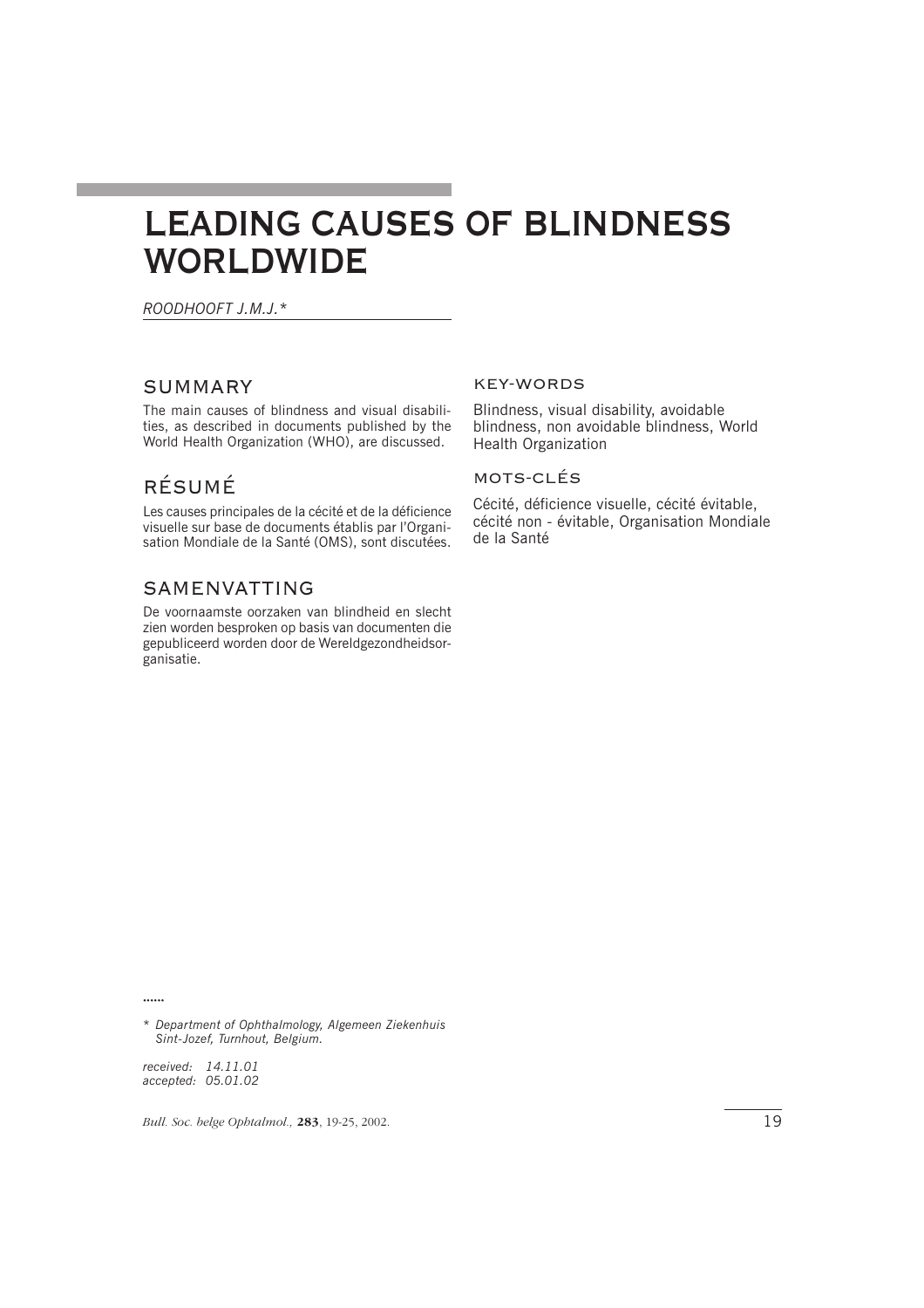# LEADING CAUSES OF BLINDNESS WORLDWIDE

*ROODHOOFT J.M.J.**

## SUMMARY

The main causes of blindness and visual disabilities, as described in documents published by the World Health Organization (WHO), are discussed.

## RÉSUMÉ

Les causes principales de la cécité et de la déficience visuelle sur base de documents établis par l'Organisation Mondiale de la Santé (OMS), sont discutées.

## SAMENVATTING

De voornaamste oorzaken van blindheid en slecht zien worden besproken op basis van documenten die gepubliceerd worden door de Wereldgezondheidsorganisatie.

### KEY-WORDS

Blindness, visual disability, avoidable blindness, non avoidable blindness, World Health Organization

### MOTS-CLÉS

Cécité, déficience visuelle, cécité évitable, cécité non - évitable, Organisation Mondiale de la Santé

......

\* *Department of Ophthalmology, Algemeen Ziekenhuis Sint-Jozef, Turnhout, Belgium.*

*received: 14.11.01*
*accepted: 05.01.02*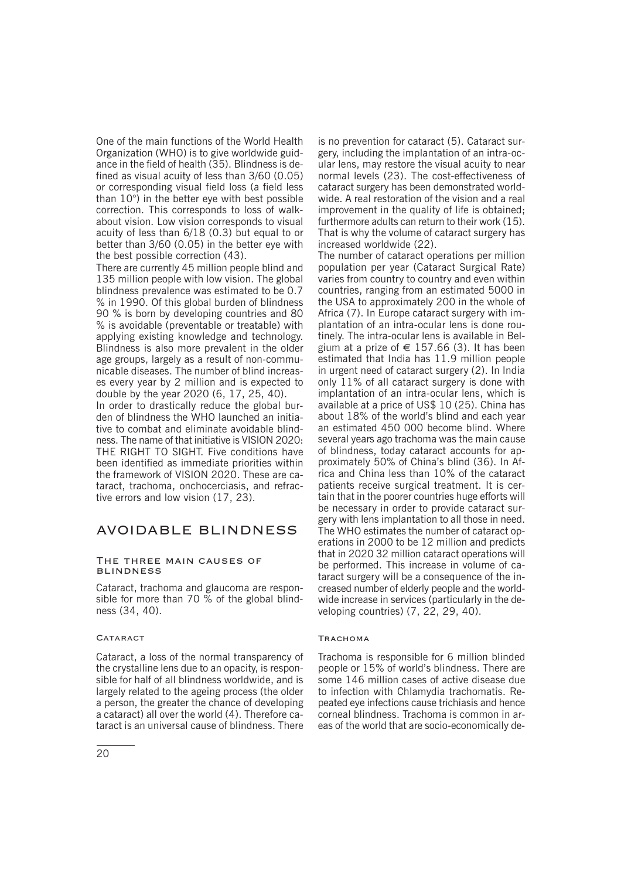One of the main functions of the World Health Organization (WHO) is to give worldwide guidance in the field of health (35). Blindness is defined as visual acuity of less than 3/60 (0.05) or corresponding visual field loss (a field less than 10°) in the better eye with best possible correction. This corresponds to loss of walkabout vision. Low vision corresponds to visual acuity of less than 6/18 (0.3) but equal to or better than 3/60 (0.05) in the better eye with the best possible correction (43).

There are currently 45 million people blind and 135 million people with low vision. The global blindness prevalence was estimated to be 0.7 % in 1990. Of this global burden of blindness 90 % is born by developing countries and 80 % is avoidable (preventable or treatable) with applying existing knowledge and technology. Blindness is also more prevalent in the older age groups, largely as a result of non-communicable diseases. The number of blind increases every year by 2 million and is expected to double by the year 2020 (6, 17, 25, 40).

In order to drastically reduce the global burden of blindness the WHO launched an initiative to combat and eliminate avoidable blindness. The name of that initiative is VISION 2020: THE RIGHT TO SIGHT. Five conditions have been identified as immediate priorities within the framework of VISION 2020. These are cataract, trachoma, onchocerciasis, and refractive errors and low vision (17, 23).

## AVOIDABLE BLINDNESS

### The three main causes of blindness

Cataract, trachoma and glaucoma are responsible for more than 70 % of the global blindness (34, 40).

#### Cataract

Cataract, a loss of the normal transparency of the crystalline lens due to an opacity, is responsible for half of all blindness worldwide, and is largely related to the ageing process (the older a person, the greater the chance of developing a cataract) all over the world (4). Therefore cataract is an universal cause of blindness. There is no prevention for cataract (5). Cataract surgery, including the implantation of an intra-ocular lens, may restore the visual acuity to near normal levels (23). The cost-effectiveness of cataract surgery has been demonstrated worldwide. A real restoration of the vision and a real improvement in the quality of life is obtained; furthermore adults can return to their work (15). That is why the volume of cataract surgery has increased worldwide (22).

The number of cataract operations per million population per year (Cataract Surgical Rate) varies from country to country and even within countries, ranging from an estimated 5000 in the USA to approximately 200 in the whole of Africa (7). In Europe cataract surgery with implantation of an intra-ocular lens is done routinely. The intra-ocular lens is available in Belgium at a prize of € 157.66 (3). It has been estimated that India has 11.9 million people in urgent need of cataract surgery (2). In India only 11% of all cataract surgery is done with implantation of an intra-ocular lens, which is available at a price of US$ 10 (25). China has about 18% of the world's blind and each year an estimated 450 000 become blind. Where several years ago trachoma was the main cause of blindness, today cataract accounts for approximately 50% of China's blind (36). In Africa and China less than 10% of the cataract patients receive surgical treatment. It is certain that in the poorer countries huge efforts will be necessary in order to provide cataract surgery with lens implantation to all those in need. The WHO estimates the number of cataract operations in 2000 to be 12 million and predicts that in 2020 32 million cataract operations will be performed. This increase in volume of cataract surgery will be a consequence of the increased number of elderly people and the worldwide increase in services (particularly in the developing countries) (7, 22, 29, 40).

#### Trachoma

Trachoma is responsible for 6 million blinded people or 15% of world's blindness. There are some 146 million cases of active disease due to infection with Chlamydia trachomatis. Repeated eye infections cause trichiasis and hence corneal blindness. Trachoma is common in areas of the world that are socio-economically de-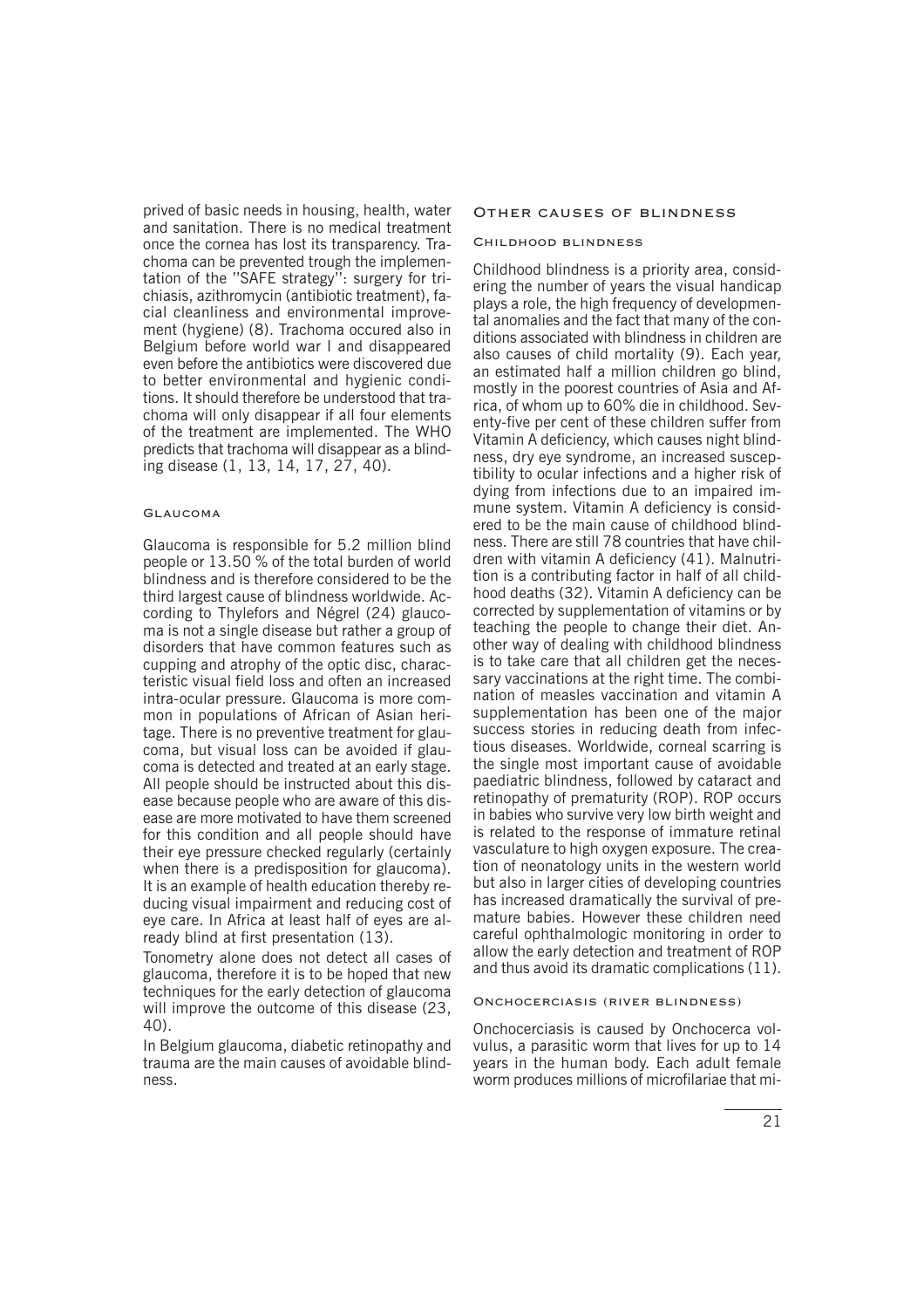prived of basic needs in housing, health, water and sanitation. There is no medical treatment once the cornea has lost its transparency. Trachoma can be prevented trough the implementation of the "SAFE strategy": surgery for trichiasis, azithromycin (antibiotic treatment), facial cleanliness and environmental improvement (hygiene) (8). Trachoma occured also in Belgium before world war I and disappeared even before the antibiotics were discovered due to better environmental and hygienic conditions. It should therefore be understood that trachoma will only disappear if all four elements of the treatment are implemented. The WHO predicts that trachoma will disappear as a blinding disease (1, 13, 14, 17, 27, 40).

### Glaucoma

Glaucoma is responsible for 5.2 million blind people or 13.50 % of the total burden of world blindness and is therefore considered to be the third largest cause of blindness worldwide. According to Thylefors and Négrel (24) glaucoma is not a single disease but rather a group of disorders that have common features such as cupping and atrophy of the optic disc, characteristic visual field loss and often an increased intra-ocular pressure. Glaucoma is more common in populations of African of Asian heritage. There is no preventive treatment for glaucoma, but visual loss can be avoided if glaucoma is detected and treated at an early stage. All people should be instructed about this disease because people who are aware of this disease are more motivated to have them screened for this condition and all people should have their eye pressure checked regularly (certainly when there is a predisposition for glaucoma). It is an example of health education thereby reducing visual impairment and reducing cost of eye care. In Africa at least half of eyes are already blind at first presentation (13).

Tonometry alone does not detect all cases of glaucoma, therefore it is to be hoped that new techniques for the early detection of glaucoma will improve the outcome of this disease (23, 40).

In Belgium glaucoma, diabetic retinopathy and trauma are the main causes of avoidable blindness.

## Other causes of blindness

### Childhood blindness

Childhood blindness is a priority area, considering the number of years the visual handicap plays a role, the high frequency of developmental anomalies and the fact that many of the conditions associated with blindness in children are also causes of child mortality (9). Each year, an estimated half a million children go blind, mostly in the poorest countries of Asia and Africa, of whom up to 60% die in childhood. Seventy-five per cent of these children suffer from Vitamin A deficiency, which causes night blindness, dry eye syndrome, an increased susceptibility to ocular infections and a higher risk of dying from infections due to an impaired immune system. Vitamin A deficiency is considered to be the main cause of childhood blindness. There are still 78 countries that have children with vitamin A deficiency (41). Malnutrition is a contributing factor in half of all childhood deaths (32). Vitamin A deficiency can be corrected by supplementation of vitamins or by teaching the people to change their diet. Another way of dealing with childhood blindness is to take care that all children get the necessary vaccinations at the right time. The combination of measles vaccination and vitamin A supplementation has been one of the major success stories in reducing death from infectious diseases. Worldwide, corneal scarring is the single most important cause of avoidable paediatric blindness, followed by cataract and retinopathy of prematurity (ROP). ROP occurs in babies who survive very low birth weight and is related to the response of immature retinal vasculature to high oxygen exposure. The creation of neonatology units in the western world but also in larger cities of developing countries has increased dramatically the survival of premature babies. However these children need careful ophthalmologic monitoring in order to allow the early detection and treatment of ROP and thus avoid its dramatic complications (11).

### Onchocerciasis (river blindness)

Onchocerciasis is caused by Onchocerca volvulus, a parasitic worm that lives for up to 14 years in the human body. Each adult female worm produces millions of microfilariae that mi-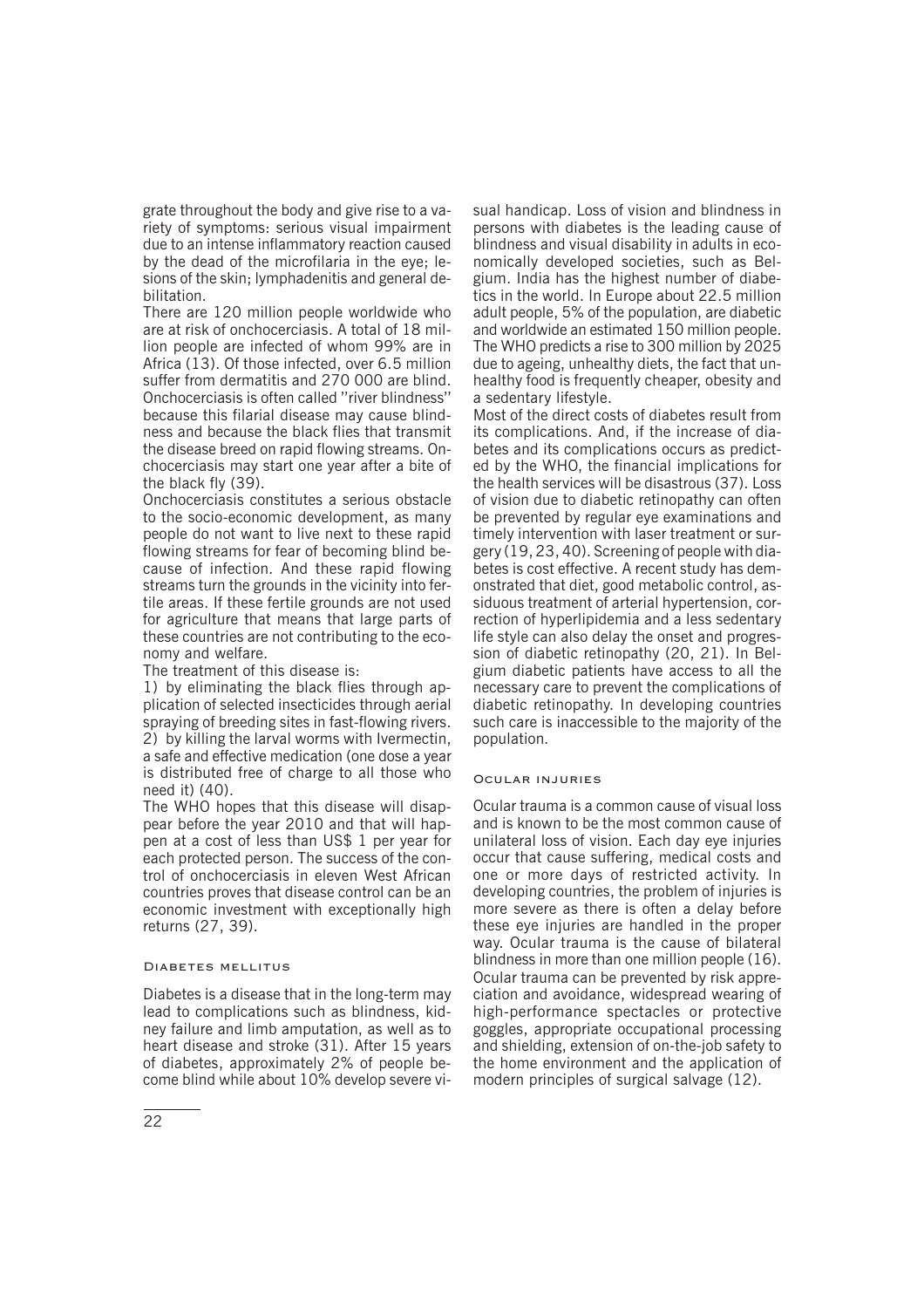grate throughout the body and give rise to a variety of symptoms: serious visual impairment due to an intense inflammatory reaction caused by the dead of the microfilaria in the eye; lesions of the skin; lymphadenitis and general debilitation.

There are 120 million people worldwide who are at risk of onchocerciasis. A total of 18 million people are infected of whom 99% are in Africa (13). Of those infected, over 6.5 million suffer from dermatitis and 270 000 are blind. Onchocerciasis is often called "river blindness" because this filarial disease may cause blindness and because the black flies that transmit the disease breed on rapid flowing streams. Onchocerciasis may start one year after a bite of the black fly (39).

Onchocerciasis constitutes a serious obstacle to the socio-economic development, as many people do not want to live next to these rapid flowing streams for fear of becoming blind because of infection. And these rapid flowing streams turn the grounds in the vicinity into fertile areas. If these fertile grounds are not used for agriculture that means that large parts of these countries are not contributing to the economy and welfare.

The treatment of this disease is:

1) by eliminating the black flies through application of selected insecticides through aerial spraying of breeding sites in fast-flowing rivers.
2) by killing the larval worms with Ivermectin, a safe and effective medication (one dose a year is distributed free of charge to all those who need it) (40).

The WHO hopes that this disease will disappear before the year 2010 and that will happen at a cost of less than US$ 1 per year for each protected person. The success of the control of onchocerciasis in eleven West African countries proves that disease control can be an economic investment with exceptionally high returns (27, 39).

### Diabetes mellitus

Diabetes is a disease that in the long-term may lead to complications such as blindness, kidney failure and limb amputation, as well as to heart disease and stroke (31). After 15 years of diabetes, approximately 2% of people become blind while about 10% develop severe visual handicap. Loss of vision and blindness in persons with diabetes is the leading cause of blindness and visual disability in adults in economically developed societies, such as Belgium. India has the highest number of diabetics in the world. In Europe about 22.5 million adult people, 5% of the population, are diabetic and worldwide an estimated 150 million people. The WHO predicts a rise to 300 million by 2025 due to ageing, unhealthy diets, the fact that unhealthy food is frequently cheaper, obesity and a sedentary lifestyle.

Most of the direct costs of diabetes result from its complications. And, if the increase of diabetes and its complications occurs as predicted by the WHO, the financial implications for the health services will be disastrous (37). Loss of vision due to diabetic retinopathy can often be prevented by regular eye examinations and timely intervention with laser treatment or surgery (19, 23, 40). Screening of people with diabetes is cost effective. A recent study has demonstrated that diet, good metabolic control, assiduous treatment of arterial hypertension, correction of hyperlipidemia and a less sedentary life style can also delay the onset and progression of diabetic retinopathy (20, 21). In Belgium diabetic patients have access to all the necessary care to prevent the complications of diabetic retinopathy. In developing countries such care is inaccessible to the majority of the population.

### Ocular injuries

Ocular trauma is a common cause of visual loss and is known to be the most common cause of unilateral loss of vision. Each day eye injuries occur that cause suffering, medical costs and one or more days of restricted activity. In developing countries, the problem of injuries is more severe as there is often a delay before these eye injuries are handled in the proper way. Ocular trauma is the cause of bilateral blindness in more than one million people (16). Ocular trauma can be prevented by risk appreciation and avoidance, widespread wearing of high-performance spectacles or protective goggles, appropriate occupational processing and shielding, extension of on-the-job safety to the home environment and the application of modern principles of surgical salvage (12).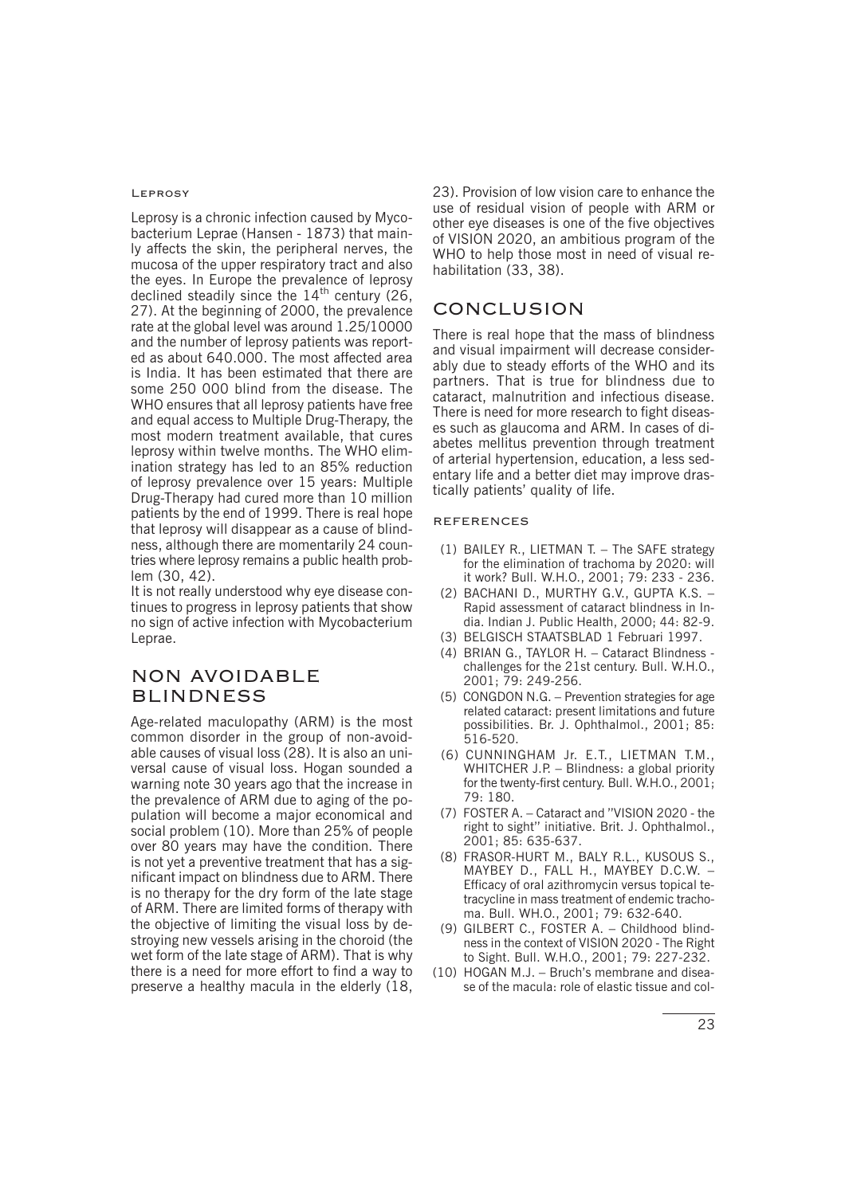### Leprosy

Leprosy is a chronic infection caused by Mycobacterium Leprae (Hansen - 1873) that mainly affects the skin, the peripheral nerves, the mucosa of the upper respiratory tract and also the eyes. In Europe the prevalence of leprosy declined steadily since the $14^{th}$ century (26, 27). At the beginning of 2000, the prevalence rate at the global level was around 1.25/10000 and the number of leprosy patients was reported as about 640.000. The most affected area is India. It has been estimated that there are some 250 000 blind from the disease. The WHO ensures that all leprosy patients have free and equal access to Multiple Drug-Therapy, the most modern treatment available, that cures leprosy within twelve months. The WHO elimination strategy has led to an 85% reduction of leprosy prevalence over 15 years: Multiple Drug-Therapy had cured more than 10 million patients by the end of 1999. There is real hope that leprosy will disappear as a cause of blindness, although there are momentarily 24 countries where leprosy remains a public health problem (30, 42).

It is not really understood why eye disease continues to progress in leprosy patients that show no sign of active infection with Mycobacterium Leprae.

## NON AVOIDABLE BLINDNESS

Age-related maculopathy (ARM) is the most common disorder in the group of non-avoidable causes of visual loss (28). It is also an universal cause of visual loss. Hogan sounded a warning note 30 years ago that the increase in the prevalence of ARM due to aging of the population will become a major economical and social problem (10). More than 25% of people over 80 years may have the condition. There is not yet a preventive treatment that has a significant impact on blindness due to ARM. There is no therapy for the dry form of the late stage of ARM. There are limited forms of therapy with the objective of limiting the visual loss by destroying new vessels arising in the choroid (the wet form of the late stage of ARM). That is why there is a need for more effort to find a way to preserve a healthy macula in the elderly (18, 23). Provision of low vision care to enhance the use of residual vision of people with ARM or other eye diseases is one of the five objectives of VISION 2020, an ambitious program of the WHO to help those most in need of visual rehabilitation (33, 38).

## CONCLUSION

There is real hope that the mass of blindness and visual impairment will decrease considerably due to steady efforts of the WHO and its partners. That is true for blindness due to cataract, malnutrition and infectious disease. There is need for more research to fight diseases such as glaucoma and ARM. In cases of diabetes mellitus prevention through treatment of arterial hypertension, education, a less sedentary life and a better diet may improve drastically patients' quality of life.

### REFERENCES

(1) BAILEY R., LIETMAN T. – The SAFE strategy for the elimination of trachoma by 2020: will it work? Bull. W.H.O., 2001; 79: 233 - 236.

(2) BACHANI D., MURTHY G.V., GUPTA K.S. – Rapid assessment of cataract blindness in India. Indian J. Public Health, 2000; 44: 82-9.

(3) BELGISCH STAATSBLAD 1 Februari 1997.

(4) BRIAN G., TAYLOR H. – Cataract Blindness - challenges for the 21st century. Bull. W.H.O., 2001; 79: 249-256.

(5) CONGDON N.G. – Prevention strategies for age related cataract: present limitations and future possibilities. Br. J. Ophthalmol., 2001; 85: 516-520.

(6) CUNNINGHAM Jr. E.T., LIETMAN T.M., WHITCHER J.P. – Blindness: a global priority for the twenty-first century. Bull. W.H.O., 2001; 79: 180.

(7) FOSTER A. – Cataract and "VISION 2020 - the right to sight" initiative. Brit. J. Ophthalmol., 2001; 85: 635-637.

(8) FRASOR-HURT M., BALY R.L., KUSOUS S., MAYBEY D., FALL H., MAYBEY D.C.W. – Efficacy of oral azithromycin versus topical tetracycline in mass treatment of endemic trachoma. Bull. WH.O., 2001; 79: 632-640.

(9) GILBERT C., FOSTER A. – Childhood blindness in the context of VISION 2020 - The Right to Sight. Bull. W.H.O., 2001; 79: 227-232.

(10) HOGAN M.J. – Bruch's membrane and disease of the macula: role of elastic tissue and col-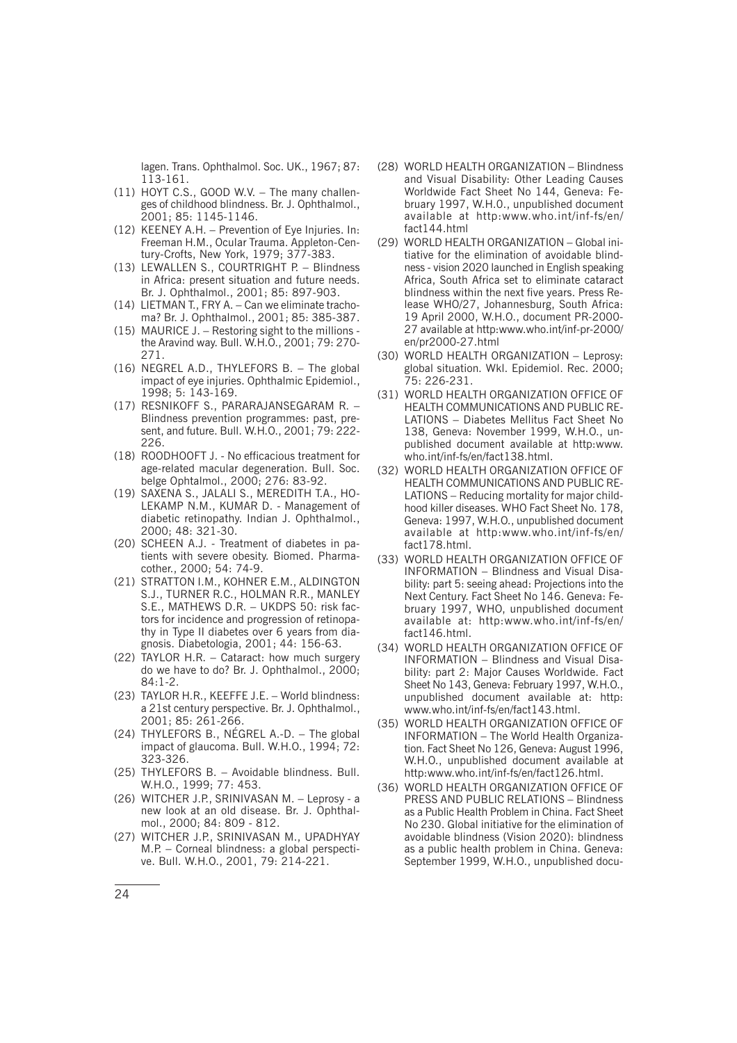lagen. Trans. Ophthalmol. Soc. UK., 1967; 87: 113-161.

(11) HOYT C.S., GOOD W.V. – The many challenges of childhood blindness. Br. J. Ophthalmol., 2001; 85: 1145-1146.

(12) KEENEY A.H. – Prevention of Eye Injuries. In: Freeman H.M., Ocular Trauma. Appleton-Century-Crofts, New York, 1979; 377-383.

(13) LEWALLEN S., COURTRIGHT P. – Blindness in Africa: present situation and future needs. Br. J. Ophthalmol., 2001; 85: 897-903.

(14) LIETMAN T., FRY A. – Can we eliminate trachoma? Br. J. Ophthalmol., 2001; 85: 385-387.

(15) MAURICE J. – Restoring sight to the millions - the Aravind way. Bull. W.H.O., 2001; 79: 270-271.

(16) NEGREL A.D., THYLEFORS B. – The global impact of eye injuries. Ophthalmic Epidemiol., 1998; 5: 143-169.

(17) RESNIKOFF S., PARARAJANSEGARAM R. – Blindness prevention programmes: past, present, and future. Bull. W.H.O., 2001; 79: 222-226.

(18) ROODHOOFT J. - No efficacious treatment for age-related macular degeneration. Bull. Soc. belge Ophtalmol., 2000; 276: 83-92.

(19) SAXENA S., JALALI S., MEREDITH T.A., HOLEKAMP N.M., KUMAR D. - Management of diabetic retinopathy. Indian J. Ophthalmol., 2000; 48: 321-30.

(20) SCHEEN A.J. - Treatment of diabetes in patients with severe obesity. Biomed. Pharmacother., 2000; 54: 74-9.

(21) STRATTON I.M., KOHNER E.M., ALDINGTON S.J., TURNER R.C., HOLMAN R.R., MANLEY S.E., MATHEWS D.R. – UKDPS 50: risk factors for incidence and progression of retinopathy in Type II diabetes over 6 years from diagnosis. Diabetologia, 2001; 44: 156-63.

(22) TAYLOR H.R. – Cataract: how much surgery do we have to do? Br. J. Ophthalmol., 2000; 84:1-2.

(23) TAYLOR H.R., KEEFFE J.E. – World blindness: a 21st century perspective. Br. J. Ophthalmol., 2001; 85: 261-266.

(24) THYLEFORS B., NÉGREL A.-D. – The global impact of glaucoma. Bull. W.H.O., 1994; 72: 323-326.

(25) THYLEFORS B. – Avoidable blindness. Bull. W.H.O., 1999; 77: 453.

(26) WITCHER J.P., SRINIVASAN M. – Leprosy - a new look at an old disease. Br. J. Ophthalmol., 2000; 84: 809 - 812.

(27) WITCHER J.P., SRINIVASAN M., UPADHYAY M.P. – Corneal blindness: a global perspective. Bull. W.H.O., 2001, 79: 214-221.

(28) WORLD HEALTH ORGANIZATION – Blindness and Visual Disability: Other Leading Causes Worldwide Fact Sheet No 144, Geneva: February 1997, W.H.O., unpublished document available at http:www.who.int/inf-fs/en/fact144.html

(29) WORLD HEALTH ORGANIZATION – Global initiative for the elimination of avoidable blindness - vision 2020 launched in English speaking Africa, South Africa set to eliminate cataract blindness within the next five years. Press Release WHO/27, Johannesburg, South Africa: 19 April 2000, W.H.O., document PR-2000-27 available at http:www.who.int/inf-pr-2000/en/pr2000-27.html

(30) WORLD HEALTH ORGANIZATION – Leprosy: global situation. Wkl. Epidemiol. Rec. 2000; 75: 226-231.

(31) WORLD HEALTH ORGANIZATION OFFICE OF HEALTH COMMUNICATIONS AND PUBLIC RELATIONS – Diabetes Mellitus Fact Sheet No 138, Geneva: November 1999, W.H.O., unpublished document available at http:www.who.int/inf-fs/en/fact138.html.

(32) WORLD HEALTH ORGANIZATION OFFICE OF HEALTH COMMUNICATIONS AND PUBLIC RELATIONS – Reducing mortality for major childhood killer diseases. WHO Fact Sheet No. 178, Geneva: 1997, W.H.O., unpublished document available at http:www.who.int/inf-fs/en/fact178.html.

(33) WORLD HEALTH ORGANIZATION OFFICE OF INFORMATION – Blindness and Visual Disability: part 5: seeing ahead: Projections into the Next Century. Fact Sheet No 146. Geneva: February 1997, WHO, unpublished document available at: http:www.who.int/inf-fs/en/fact146.html.

(34) WORLD HEALTH ORGANIZATION OFFICE OF INFORMATION – Blindness and Visual Disability: part 2: Major Causes Worldwide. Fact Sheet No 143, Geneva: February 1997, W.H.O., unpublished document available at: http:www.who.int/inf-fs/en/fact143.html.

(35) WORLD HEALTH ORGANIZATION OFFICE OF INFORMATION – The World Health Organization. Fact Sheet No 126, Geneva: August 1996, W.H.O., unpublished document available at http:www.who.int/inf-fs/en/fact126.html.

(36) WORLD HEALTH ORGANIZATION OFFICE OF PRESS AND PUBLIC RELATIONS – Blindness as a Public Health Problem in China. Fact Sheet No 230. Global initiative for the elimination of avoidable blindness (Vision 2020): blindness as a public health problem in China. Geneva: September 1999, W.H.O., unpublished docu-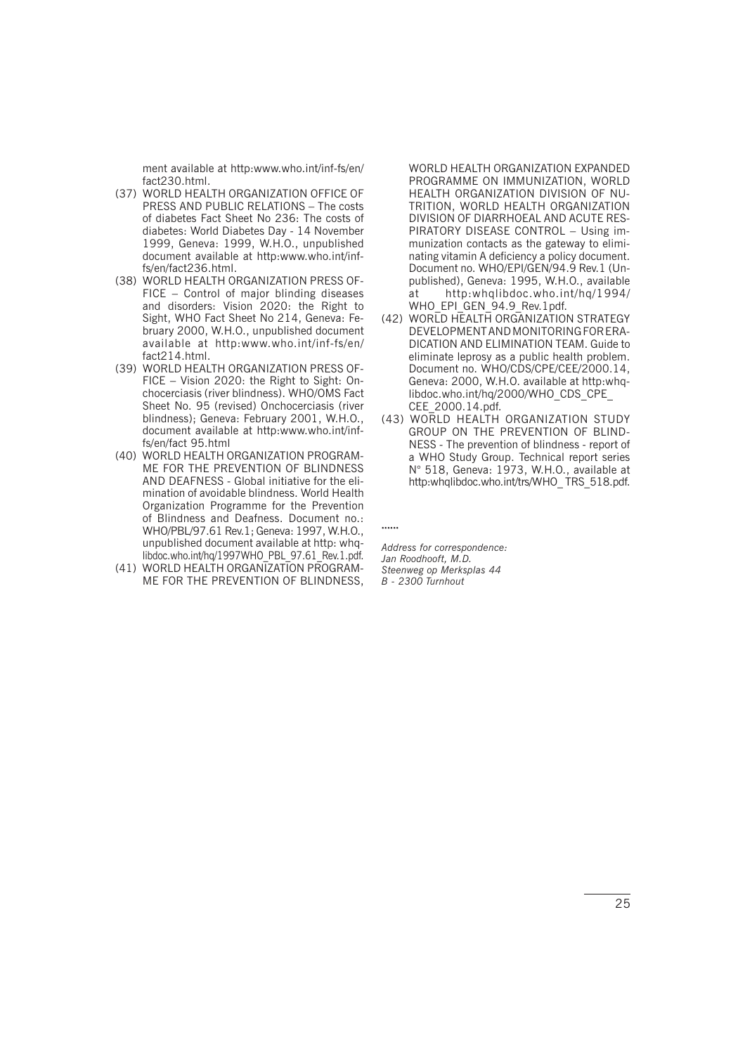ment available at http:www.who.int/inf-fs/en/fact230.html.

(37) WORLD HEALTH ORGANIZATION OFFICE OF PRESS AND PUBLIC RELATIONS – The costs of diabetes Fact Sheet No 236: The costs of diabetes: World Diabetes Day - 14 November 1999, Geneva: 1999, W.H.O., unpublished document available at http:www.who.int/inf-fs/en/fact236.html.

(38) WORLD HEALTH ORGANIZATION PRESS OFFICE – Control of major blinding diseases and disorders: Vision 2020: the Right to Sight, WHO Fact Sheet No 214, Geneva: February 2000, W.H.O., unpublished document available at http:www.who.int/inf-fs/en/fact214.html.

(39) WORLD HEALTH ORGANIZATION PRESS OFFICE – Vision 2020: the Right to Sight: Onchocerciasis (river blindness). WHO/OMS Fact Sheet No. 95 (revised) Onchocerciasis (river blindness); Geneva: February 2001, W.H.O., document available at http:www.who.int/inf-fs/en/fact 95.html

(40) WORLD HEALTH ORGANIZATION PROGRAMME FOR THE PREVENTION OF BLINDNESS AND DEAFNESS - Global initiative for the elimination of avoidable blindness. World Health Organization Programme for the Prevention of Blindness and Deafness. Document no.: WHO/PBL/97.61 Rev.1; Geneva: 1997, W.H.O., unpublished document available at http: whqlibdoc.who.int/hq/1997WHO_PBL_97.61_Rev.1.pdf.

(41) WORLD HEALTH ORGANIZATION PROGRAMME FOR THE PREVENTION OF BLINDNESS, WORLD HEALTH ORGANIZATION EXPANDED PROGRAMME ON IMMUNIZATION, WORLD HEALTH ORGANIZATION DIVISION OF NUTRITION, WORLD HEALTH ORGANIZATION DIVISION OF DIARRHOEAL AND ACUTE RESPIRATORY DISEASE CONTROL – Using immunization contacts as the gateway to eliminating vitamin A deficiency a policy document. Document no. WHO/EPI/GEN/94.9 Rev.1 (Unpublished), Geneva: 1995, W.H.O., available at http:whqlibdoc.who.int/hq/1994/WHO_EPI_GEN_94.9_Rev.1pdf.

(42) WORLD HEALTH ORGANIZATION STRATEGY DEVELOPMENT AND MONITORING FOR ERADICATION AND ELIMINATION TEAM. Guide to eliminate leprosy as a public health problem. Document no. WHO/CDS/CPE/CEE/2000.14, Geneva: 2000, W.H.O. available at http:whqlibdoc.who.int/hq/2000/WHO_CDS_CPE_CEE_2000.14.pdf.

(43) WORLD HEALTH ORGANIZATION STUDY GROUP ON THE PREVENTION OF BLINDNESS - The prevention of blindness - report of a WHO Study Group. Technical report series N° 518, Geneva: 1973, W.H.O., available at http:whqlibdoc.who.int/trs/WHO_TRS_518.pdf.

......

*Address for correspondence:*
*Jan Roodhooft, M.D.*
*Steenweg op Merksplas 44*
*B - 2300 Turnhout*